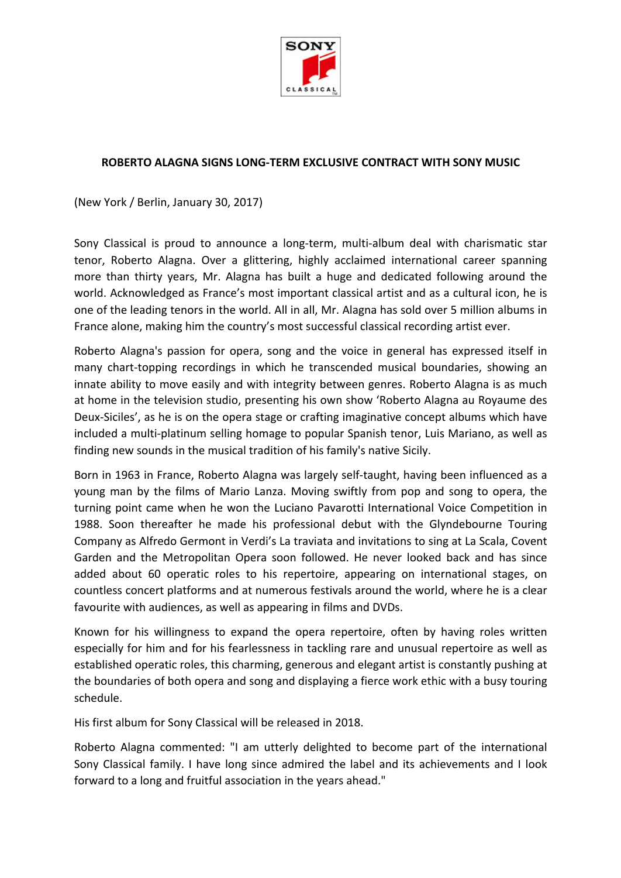# ROBERTO ALAGNA SIGNS LONG-TERM EXCLUSIVE CONTRACT WITH SONY MUSIC

(New York / Berlin, January 30, 2017)

Sony Classical is proud to announce a long-term, multi-album deal with charismatic star tenor, Roberto Alagna. Over a glittering, highly acclaimed international career spanning more than thirty years, Mr. Alagna has built a huge and dedicated following around the world. Acknowledged as France's most important classical artist and as a cultural icon, he is one of the leading tenors in the world. All in all, Mr. Alagna has sold over 5 million albums in France alone, making him the country's most successful classical recording artist ever.

Roberto Alagna's passion for opera, song and the voice in general has expressed itself in many chart-topping recordings in which he transcended musical boundaries, showing an innate ability to move easily and with integrity between genres. Roberto Alagna is as much at home in the television studio, presenting his own show 'Roberto Alagna au Royaume des Deux-Siciles', as he is on the opera stage or crafting imaginative concept albums which have included a multi-platinum selling homage to popular Spanish tenor, Luis Mariano, as well as finding new sounds in the musical tradition of his family's native Sicily.

Born in 1963 in France, Roberto Alagna was largely self-taught, having been influenced as a young man by the films of Mario Lanza. Moving swiftly from pop and song to opera, the turning point came when he won the Luciano Pavarotti International Voice Competition in 1988. Soon thereafter he made his professional debut with the Glyndebourne Touring Company as Alfredo Germont in Verdi's La traviata and invitations to sing at La Scala, Covent Garden and the Metropolitan Opera soon followed. He never looked back and has since added about 60 operatic roles to his repertoire, appearing on international stages, on countless concert platforms and at numerous festivals around the world, where he is a clear favourite with audiences, as well as appearing in films and DVDs.

Known for his willingness to expand the opera repertoire, often by having roles written especially for him and for his fearlessness in tackling rare and unusual repertoire as well as established operatic roles, this charming, generous and elegant artist is constantly pushing at the boundaries of both opera and song and displaying a fierce work ethic with a busy touring schedule.

His first album for Sony Classical will be released in 2018.

Roberto Alagna commented: "I am utterly delighted to become part of the international Sony Classical family. I have long since admired the label and its achievements and I look forward to a long and fruitful association in the years ahead."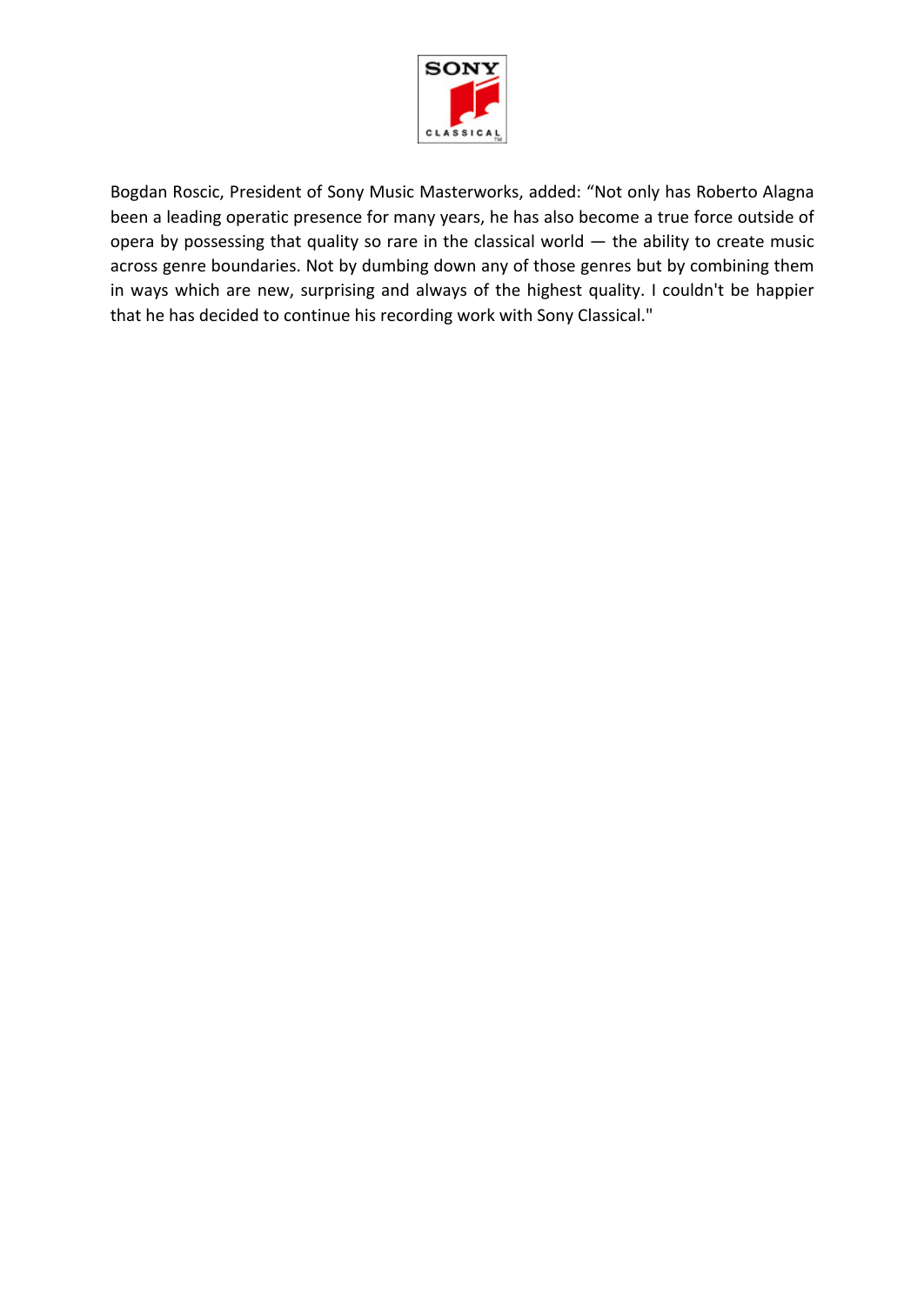Bogdan Roscic, President of Sony Music Masterworks, added: "Not only has Roberto Alagna been a leading operatic presence for many years, he has also become a true force outside of opera by possessing that quality so rare in the classical world — the ability to create music across genre boundaries. Not by dumbing down any of those genres but by combining them in ways which are new, surprising and always of the highest quality. I couldn't be happier that he has decided to continue his recording work with Sony Classical."